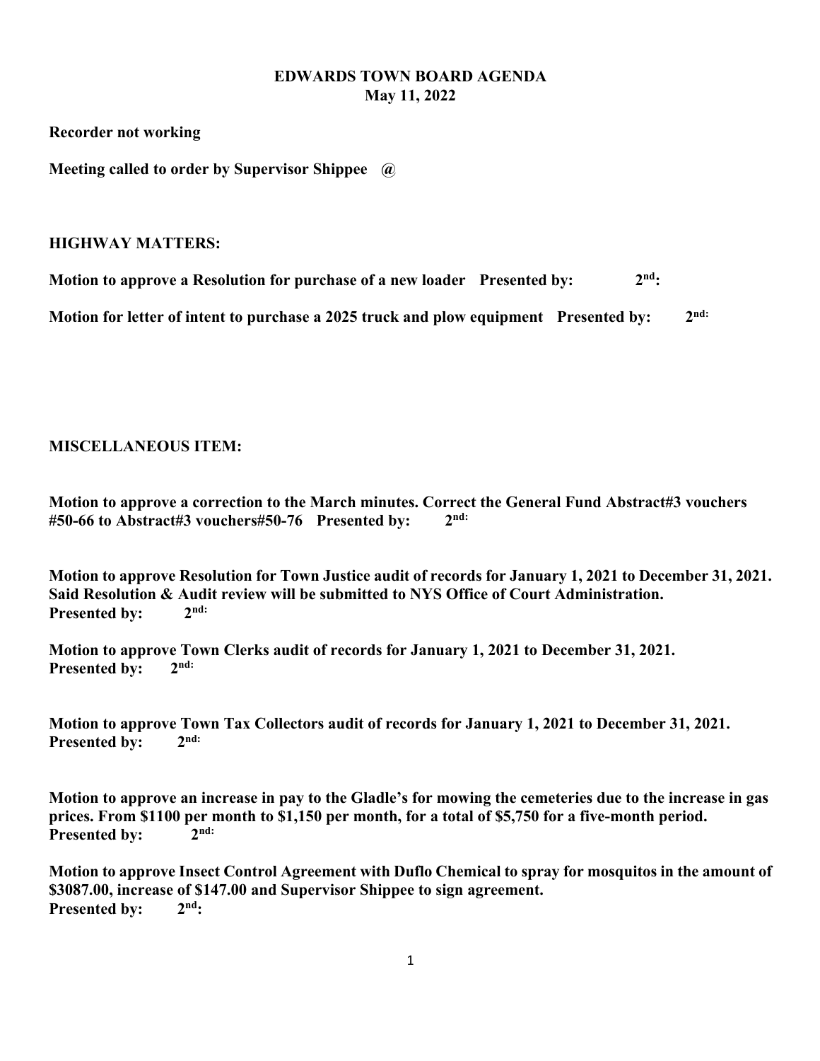# EDWARDS TOWN BOARD AGENDA
## May 11, 2022

**Recorder not working**

**Meeting called to order by Supervisor Shippee @**

**HIGHWAY MATTERS:**

**Motion to approve a Resolution for purchase of a new loader Presented by: 2nd:**

**Motion for letter of intent to purchase a 2025 truck and plow equipment Presented by: 2nd:**

**MISCELLANEOUS ITEM:**

**Motion to approve a correction to the March minutes. Correct the General Fund Abstract#3 vouchers #50-66 to Abstract#3 vouchers#50-76 Presented by: 2nd:**

**Motion to approve Resolution for Town Justice audit of records for January 1, 2021 to December 31, 2021. Said Resolution & Audit review will be submitted to NYS Office of Court Administration.**
**Presented by: 2nd:**

**Motion to approve Town Clerks audit of records for January 1, 2021 to December 31, 2021.**
**Presented by: 2nd:**

**Motion to approve Town Tax Collectors audit of records for January 1, 2021 to December 31, 2021.**
**Presented by: 2nd:**

**Motion to approve an increase in pay to the Gladle's for mowing the cemeteries due to the increase in gas prices. From $1100 per month to $1,150 per month, for a total of $5,750 for a five-month period.**
**Presented by: 2nd:**

**Motion to approve Insect Control Agreement with Duflo Chemical to spray for mosquitos in the amount of $3087.00, increase of $147.00 and Supervisor Shippee to sign agreement.**
**Presented by: 2nd:**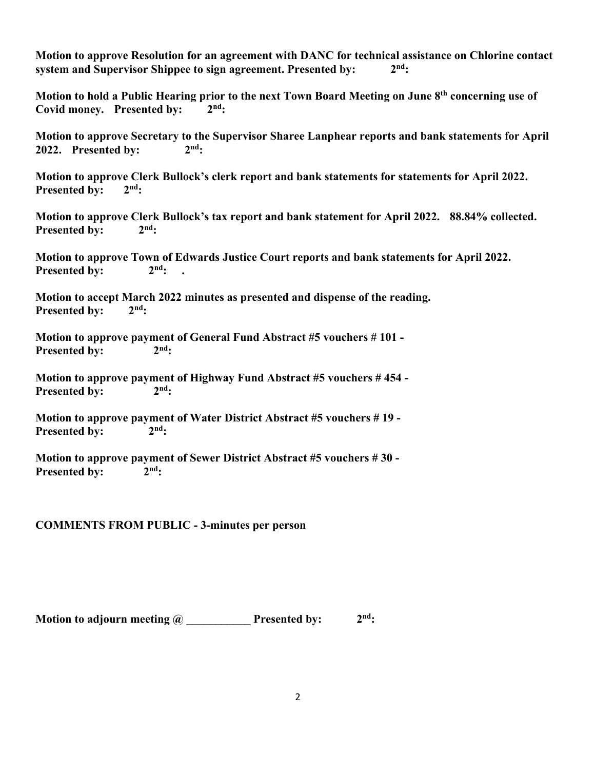**Motion to approve Resolution for an agreement with DANC for technical assistance on Chlorine contact system and Supervisor Shippee to sign agreement. Presented by: 2nd:**

**Motion to hold a Public Hearing prior to the next Town Board Meeting on June 8th concerning use of Covid money. Presented by: 2nd:**

**Motion to approve Secretary to the Supervisor Sharee Lanphear reports and bank statements for April 2022. Presented by: 2nd:**

**Motion to approve Clerk Bullock's clerk report and bank statements for statements for April 2022. Presented by: 2nd:**

**Motion to approve Clerk Bullock's tax report and bank statement for April 2022. 88.84% collected. Presented by: 2nd:**

**Motion to approve Town of Edwards Justice Court reports and bank statements for April 2022. Presented by: 2nd: .**

**Motion to accept March 2022 minutes as presented and dispense of the reading. Presented by: 2nd:**

**Motion to approve payment of General Fund Abstract #5 vouchers # 101 - Presented by: 2nd:**

**Motion to approve payment of Highway Fund Abstract #5 vouchers # 454 - Presented by: 2nd:**

**Motion to approve payment of Water District Abstract #5 vouchers # 19 - Presented by: 2nd:**

**Motion to approve payment of Sewer District Abstract #5 vouchers # 30 - Presented by: 2nd:**

**COMMENTS FROM PUBLIC - 3-minutes per person**

**Motion to adjourn meeting @ ___________ Presented by: 2nd:**